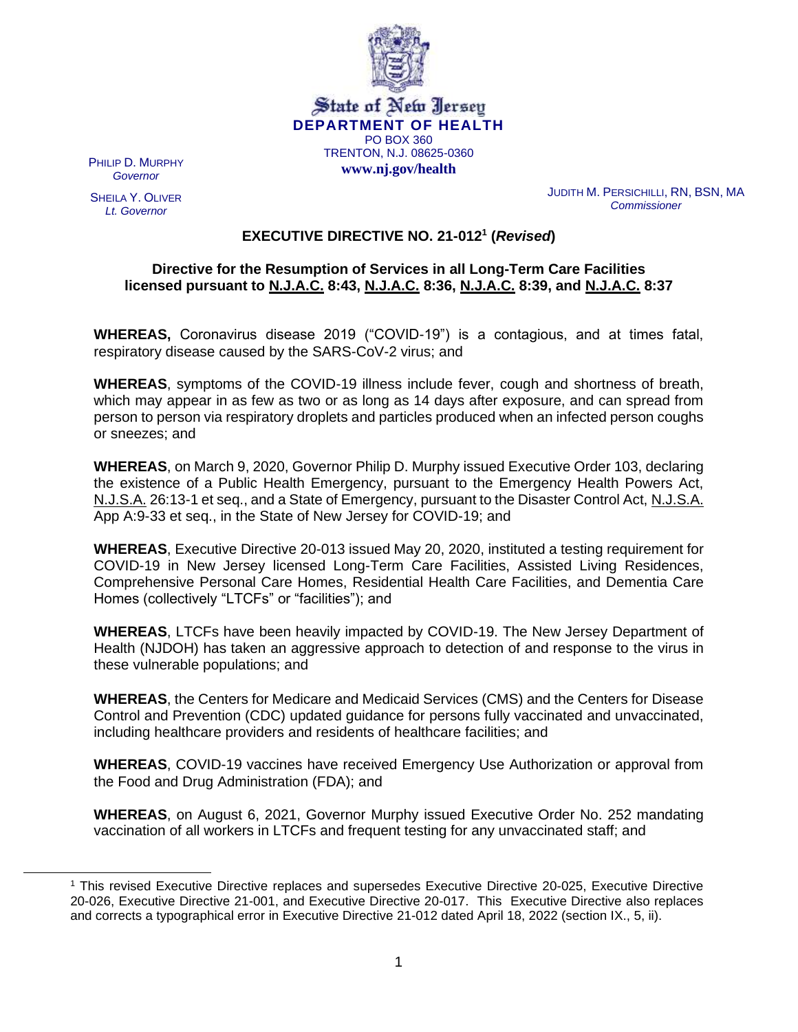State of New Jersey
**DEPARTMENT OF HEALTH**
PO BOX 360
TRENTON, N.J. 08625-0360
**www.nj.gov/health**

PHILIP D. MURPHY
*Governor*

SHEILA Y. OLIVER
*Lt. Governor*

JUDITH M. PERSICHILLI, RN, BSN, MA
*Commissioner*

# EXECUTIVE DIRECTIVE NO. 21-012[1] (*Revised*)

## Directive for the Resumption of Services in all Long-Term Care Facilities licensed pursuant to N.J.A.C. 8:43, N.J.A.C. 8:36, N.J.A.C. 8:39, and N.J.A.C. 8:37

**WHEREAS,** Coronavirus disease 2019 ("COVID-19") is a contagious, and at times fatal, respiratory disease caused by the SARS-CoV-2 virus; and

**WHEREAS**, symptoms of the COVID-19 illness include fever, cough and shortness of breath, which may appear in as few as two or as long as 14 days after exposure, and can spread from person to person via respiratory droplets and particles produced when an infected person coughs or sneezes; and

**WHEREAS**, on March 9, 2020, Governor Philip D. Murphy issued Executive Order 103, declaring the existence of a Public Health Emergency, pursuant to the Emergency Health Powers Act, N.J.S.A. 26:13-1 et seq., and a State of Emergency, pursuant to the Disaster Control Act, N.J.S.A. App A:9-33 et seq., in the State of New Jersey for COVID-19; and

**WHEREAS**, Executive Directive 20-013 issued May 20, 2020, instituted a testing requirement for COVID-19 in New Jersey licensed Long-Term Care Facilities, Assisted Living Residences, Comprehensive Personal Care Homes, Residential Health Care Facilities, and Dementia Care Homes (collectively "LTCFs" or "facilities"); and

**WHEREAS**, LTCFs have been heavily impacted by COVID-19. The New Jersey Department of Health (NJDOH) has taken an aggressive approach to detection of and response to the virus in these vulnerable populations; and

**WHEREAS**, the Centers for Medicare and Medicaid Services (CMS) and the Centers for Disease Control and Prevention (CDC) updated guidance for persons fully vaccinated and unvaccinated, including healthcare providers and residents of healthcare facilities; and

**WHEREAS**, COVID-19 vaccines have received Emergency Use Authorization or approval from the Food and Drug Administration (FDA); and

**WHEREAS**, on August 6, 2021, Governor Murphy issued Executive Order No. 252 mandating vaccination of all workers in LTCFs and frequent testing for any unvaccinated staff; and

[1] This revised Executive Directive replaces and supersedes Executive Directive 20-025, Executive Directive 20-026, Executive Directive 21-001, and Executive Directive 20-017. This Executive Directive also replaces and corrects a typographical error in Executive Directive 21-012 dated April 18, 2022 (section IX., 5, ii).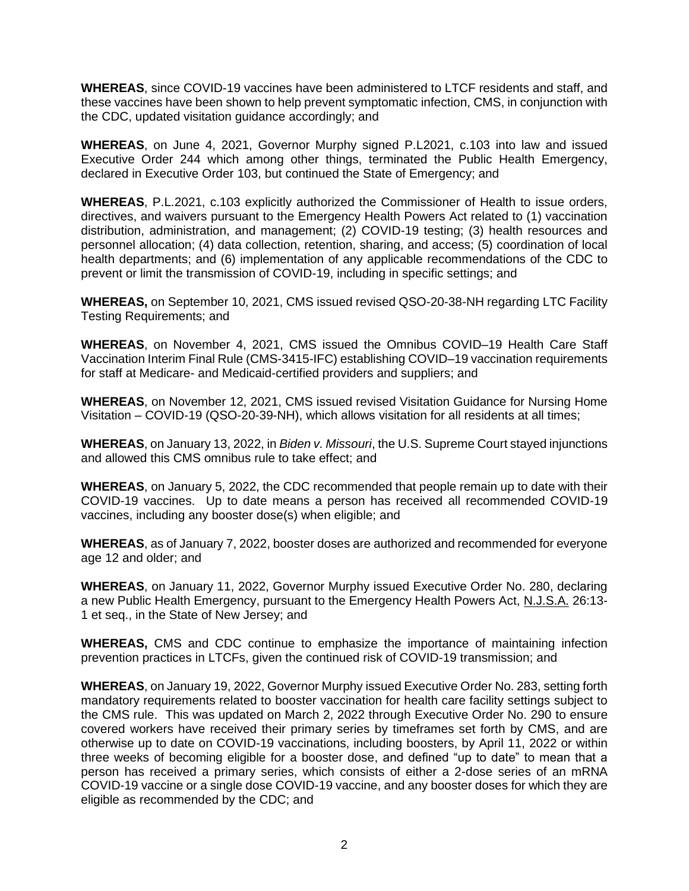**WHEREAS**, since COVID-19 vaccines have been administered to LTCF residents and staff, and these vaccines have been shown to help prevent symptomatic infection, CMS, in conjunction with the CDC, updated visitation guidance accordingly; and

**WHEREAS**, on June 4, 2021, Governor Murphy signed P.L2021, c.103 into law and issued Executive Order 244 which among other things, terminated the Public Health Emergency, declared in Executive Order 103, but continued the State of Emergency; and

**WHEREAS**, P.L.2021, c.103 explicitly authorized the Commissioner of Health to issue orders, directives, and waivers pursuant to the Emergency Health Powers Act related to (1) vaccination distribution, administration, and management; (2) COVID-19 testing; (3) health resources and personnel allocation; (4) data collection, retention, sharing, and access; (5) coordination of local health departments; and (6) implementation of any applicable recommendations of the CDC to prevent or limit the transmission of COVID-19, including in specific settings; and

**WHEREAS,** on September 10, 2021, CMS issued revised QSO-20-38-NH regarding LTC Facility Testing Requirements; and

**WHEREAS**, on November 4, 2021, CMS issued the Omnibus COVID–19 Health Care Staff Vaccination Interim Final Rule (CMS-3415-IFC) establishing COVID–19 vaccination requirements for staff at Medicare- and Medicaid-certified providers and suppliers; and

**WHEREAS**, on November 12, 2021, CMS issued revised Visitation Guidance for Nursing Home Visitation – COVID-19 (QSO-20-39-NH), which allows visitation for all residents at all times;

**WHEREAS**, on January 13, 2022, in *Biden v. Missouri*, the U.S. Supreme Court stayed injunctions and allowed this CMS omnibus rule to take effect; and

**WHEREAS**, on January 5, 2022, the CDC recommended that people remain up to date with their COVID-19 vaccines. Up to date means a person has received all recommended COVID-19 vaccines, including any booster dose(s) when eligible; and

**WHEREAS**, as of January 7, 2022, booster doses are authorized and recommended for everyone age 12 and older; and

**WHEREAS**, on January 11, 2022, Governor Murphy issued Executive Order No. 280, declaring a new Public Health Emergency, pursuant to the Emergency Health Powers Act, N.J.S.A. 26:13-1 et seq., in the State of New Jersey; and

**WHEREAS,** CMS and CDC continue to emphasize the importance of maintaining infection prevention practices in LTCFs, given the continued risk of COVID-19 transmission; and

**WHEREAS**, on January 19, 2022, Governor Murphy issued Executive Order No. 283, setting forth mandatory requirements related to booster vaccination for health care facility settings subject to the CMS rule. This was updated on March 2, 2022 through Executive Order No. 290 to ensure covered workers have received their primary series by timeframes set forth by CMS, and are otherwise up to date on COVID-19 vaccinations, including boosters, by April 11, 2022 or within three weeks of becoming eligible for a booster dose, and defined "up to date" to mean that a person has received a primary series, which consists of either a 2-dose series of an mRNA COVID-19 vaccine or a single dose COVID-19 vaccine, and any booster doses for which they are eligible as recommended by the CDC; and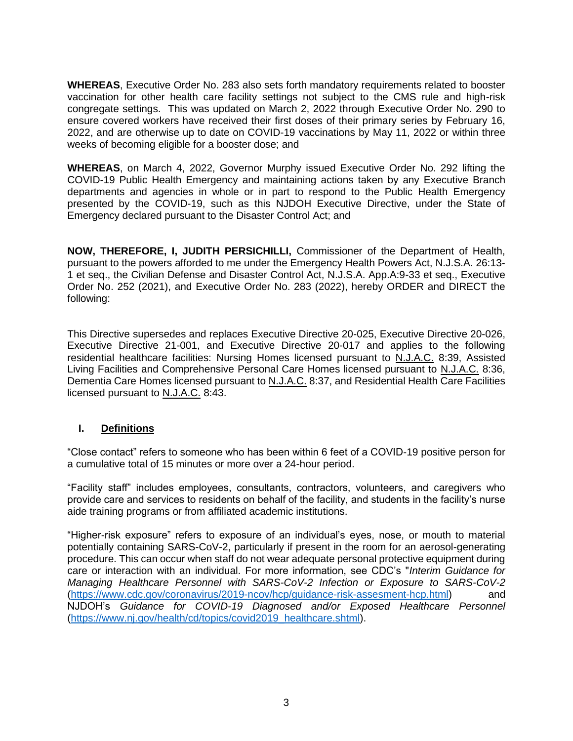**WHEREAS**, Executive Order No. 283 also sets forth mandatory requirements related to booster vaccination for other health care facility settings not subject to the CMS rule and high-risk congregate settings. This was updated on March 2, 2022 through Executive Order No. 290 to ensure covered workers have received their first doses of their primary series by February 16, 2022, and are otherwise up to date on COVID-19 vaccinations by May 11, 2022 or within three weeks of becoming eligible for a booster dose; and

**WHEREAS**, on March 4, 2022, Governor Murphy issued Executive Order No. 292 lifting the COVID-19 Public Health Emergency and maintaining actions taken by any Executive Branch departments and agencies in whole or in part to respond to the Public Health Emergency presented by the COVID-19, such as this NJDOH Executive Directive, under the State of Emergency declared pursuant to the Disaster Control Act; and

**NOW, THEREFORE, I, JUDITH PERSICHILLI,** Commissioner of the Department of Health, pursuant to the powers afforded to me under the Emergency Health Powers Act, N.J.S.A. 26:13-1 et seq., the Civilian Defense and Disaster Control Act, N.J.S.A. App.A:9-33 et seq., Executive Order No. 252 (2021), and Executive Order No. 283 (2022), hereby ORDER and DIRECT the following:

This Directive supersedes and replaces Executive Directive 20-025, Executive Directive 20-026, Executive Directive 21-001, and Executive Directive 20-017 and applies to the following residential healthcare facilities: Nursing Homes licensed pursuant to N.J.A.C. 8:39, Assisted Living Facilities and Comprehensive Personal Care Homes licensed pursuant to N.J.A.C. 8:36, Dementia Care Homes licensed pursuant to N.J.A.C. 8:37, and Residential Health Care Facilities licensed pursuant to N.J.A.C. 8:43.

## I. Definitions

"Close contact" refers to someone who has been within 6 feet of a COVID-19 positive person for a cumulative total of 15 minutes or more over a 24-hour period.

"Facility staff" includes employees, consultants, contractors, volunteers, and caregivers who provide care and services to residents on behalf of the facility, and students in the facility's nurse aide training programs or from affiliated academic institutions.

"Higher-risk exposure" refers to exposure of an individual's eyes, nose, or mouth to material potentially containing SARS-CoV-2, particularly if present in the room for an aerosol-generating procedure. This can occur when staff do not wear adequate personal protective equipment during care or interaction with an individual. For more information, see CDC's "*Interim Guidance for Managing Healthcare Personnel with SARS-CoV-2 Infection or Exposure to SARS-CoV-2* (https://www.cdc.gov/coronavirus/2019-ncov/hcp/guidance-risk-assesment-hcp.html) and NJDOH's *Guidance for COVID-19 Diagnosed and/or Exposed Healthcare Personnel* (https://www.nj.gov/health/cd/topics/covid2019_healthcare.shtml).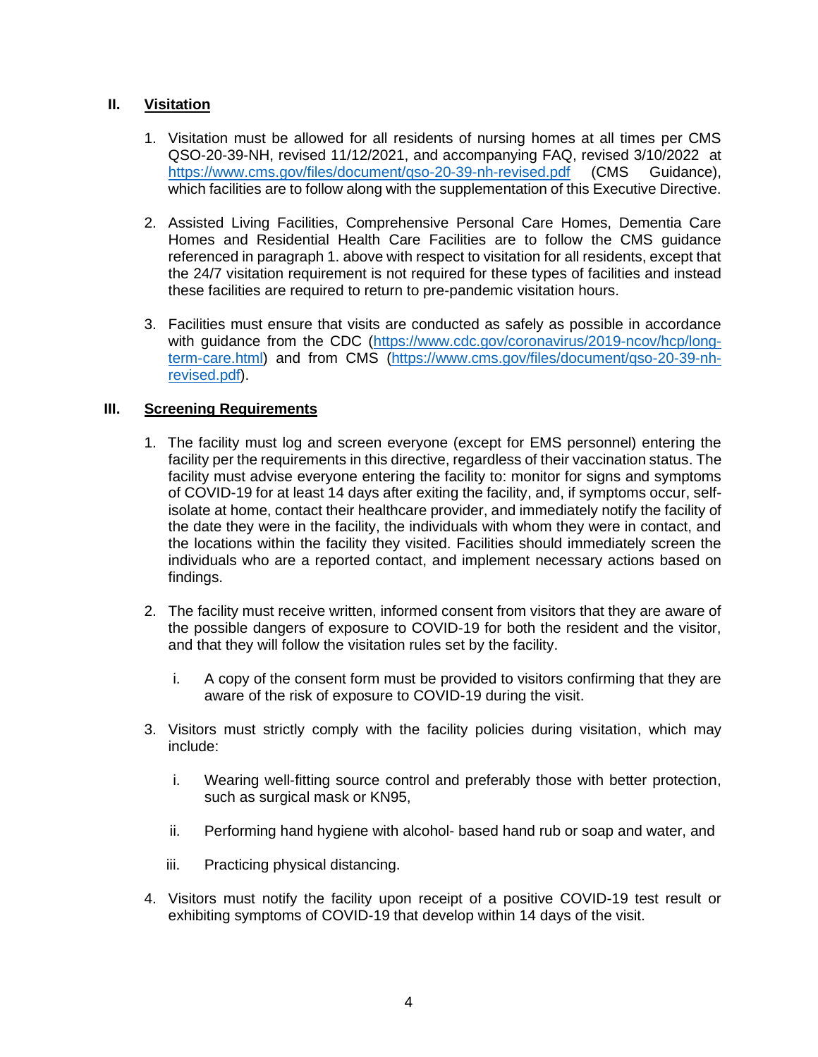## II. Visitation

1. Visitation must be allowed for all residents of nursing homes at all times per CMS QSO-20-39-NH, revised 11/12/2021, and accompanying FAQ, revised 3/10/2022 at https://www.cms.gov/files/document/qso-20-39-nh-revised.pdf (CMS Guidance), which facilities are to follow along with the supplementation of this Executive Directive.

2. Assisted Living Facilities, Comprehensive Personal Care Homes, Dementia Care Homes and Residential Health Care Facilities are to follow the CMS guidance referenced in paragraph 1. above with respect to visitation for all residents, except that the 24/7 visitation requirement is not required for these types of facilities and instead these facilities are required to return to pre-pandemic visitation hours.

3. Facilities must ensure that visits are conducted as safely as possible in accordance with guidance from the CDC (https://www.cdc.gov/coronavirus/2019-ncov/hcp/long-term-care.html) and from CMS (https://www.cms.gov/files/document/qso-20-39-nh-revised.pdf).

## III. Screening Requirements

1. The facility must log and screen everyone (except for EMS personnel) entering the facility per the requirements in this directive, regardless of their vaccination status. The facility must advise everyone entering the facility to: monitor for signs and symptoms of COVID-19 for at least 14 days after exiting the facility, and, if symptoms occur, self-isolate at home, contact their healthcare provider, and immediately notify the facility of the date they were in the facility, the individuals with whom they were in contact, and the locations within the facility they visited. Facilities should immediately screen the individuals who are a reported contact, and implement necessary actions based on findings.

2. The facility must receive written, informed consent from visitors that they are aware of the possible dangers of exposure to COVID-19 for both the resident and the visitor, and that they will follow the visitation rules set by the facility.

   i. A copy of the consent form must be provided to visitors confirming that they are aware of the risk of exposure to COVID-19 during the visit.

3. Visitors must strictly comply with the facility policies during visitation, which may include:

   i. Wearing well-fitting source control and preferably those with better protection, such as surgical mask or KN95,

   ii. Performing hand hygiene with alcohol- based hand rub or soap and water, and

   iii. Practicing physical distancing.

4. Visitors must notify the facility upon receipt of a positive COVID-19 test result or exhibiting symptoms of COVID-19 that develop within 14 days of the visit.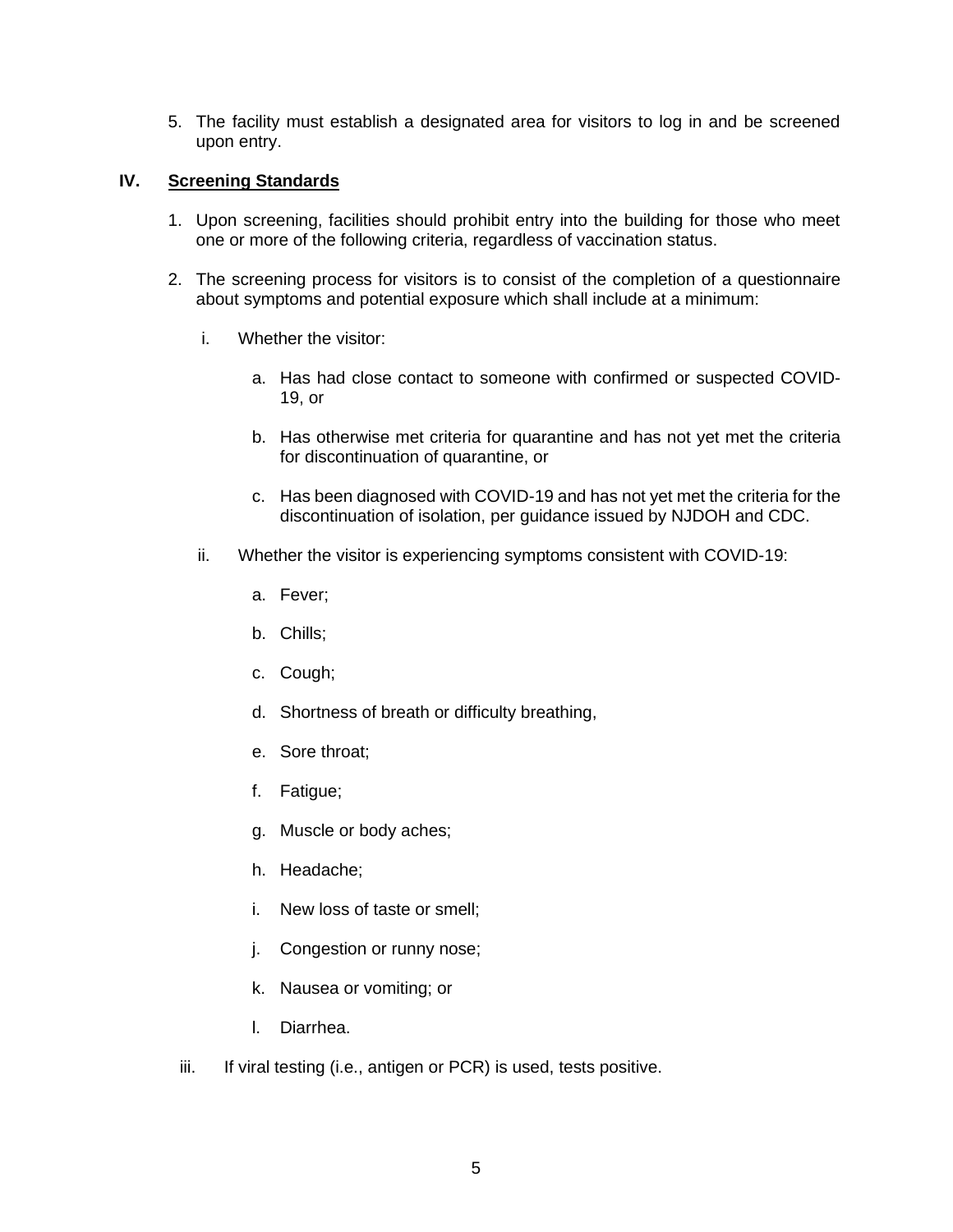5. The facility must establish a designated area for visitors to log in and be screened upon entry.

## IV. Screening Standards

1. Upon screening, facilities should prohibit entry into the building for those who meet one or more of the following criteria, regardless of vaccination status.

2. The screening process for visitors is to consist of the completion of a questionnaire about symptoms and potential exposure which shall include at a minimum:

   i. Whether the visitor:

      a. Has had close contact to someone with confirmed or suspected COVID-19, or

      b. Has otherwise met criteria for quarantine and has not yet met the criteria for discontinuation of quarantine, or

      c. Has been diagnosed with COVID-19 and has not yet met the criteria for the discontinuation of isolation, per guidance issued by NJDOH and CDC.

   ii. Whether the visitor is experiencing symptoms consistent with COVID-19:

      a. Fever;

      b. Chills;

      c. Cough;

      d. Shortness of breath or difficulty breathing,

      e. Sore throat;

      f. Fatigue;

      g. Muscle or body aches;

      h. Headache;

      i. New loss of taste or smell;

      j. Congestion or runny nose;

      k. Nausea or vomiting; or

      l. Diarrhea.

   iii. If viral testing (i.e., antigen or PCR) is used, tests positive.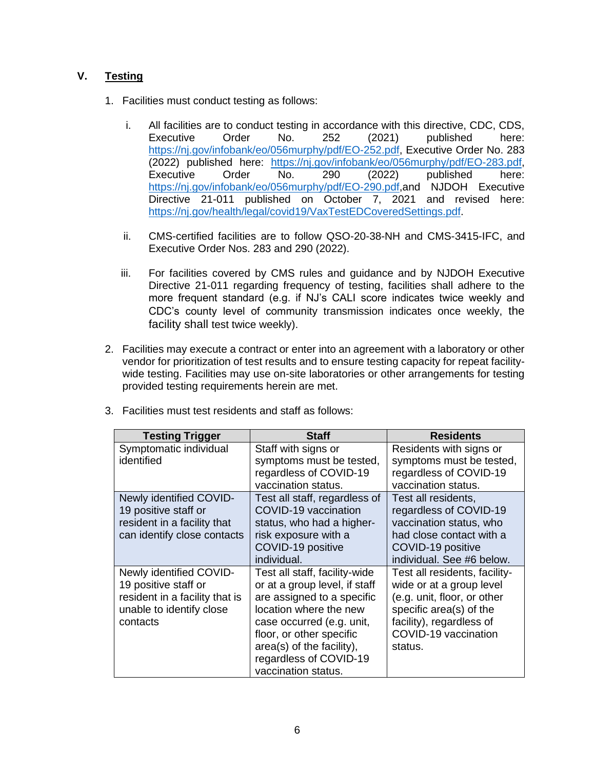## V. Testing

1. Facilities must conduct testing as follows:

   i. All facilities are to conduct testing in accordance with this directive, CDC, CDS, Executive Order No. 252 (2021) published here: https://nj.gov/infobank/eo/056murphy/pdf/EO-252.pdf, Executive Order No. 283 (2022) published here: https://nj.gov/infobank/eo/056murphy/pdf/EO-283.pdf, Executive Order No. 290 (2022) published here: https://nj.gov/infobank/eo/056murphy/pdf/EO-290.pdf,and NJDOH Executive Directive 21-011 published on October 7, 2021 and revised here: https://nj.gov/health/legal/covid19/VaxTestEDCoveredSettings.pdf.

   ii. CMS-certified facilities are to follow QSO-20-38-NH and CMS-3415-IFC, and Executive Order Nos. 283 and 290 (2022).

   iii. For facilities covered by CMS rules and guidance and by NJDOH Executive Directive 21-011 regarding frequency of testing, facilities shall adhere to the more frequent standard (e.g. if NJ's CALI score indicates twice weekly and CDC's county level of community transmission indicates once weekly, the facility shall test twice weekly).

2. Facilities may execute a contract or enter into an agreement with a laboratory or other vendor for prioritization of test results and to ensure testing capacity for repeat facility-wide testing. Facilities may use on-site laboratories or other arrangements for testing provided testing requirements herein are met.

3. Facilities must test residents and staff as follows:

| Testing Trigger | Staff | Residents |
|---|---|---|
| Symptomatic individual identified | Staff with signs or symptoms must be tested, regardless of COVID-19 vaccination status. | Residents with signs or symptoms must be tested, regardless of COVID-19 vaccination status. |
| Newly identified COVID-19 positive staff or resident in a facility that can identify close contacts | Test all staff, regardless of COVID-19 vaccination status, who had a higher-risk exposure with a COVID-19 positive individual. | Test all residents, regardless of COVID-19 vaccination status, who had close contact with a COVID-19 positive individual. See #6 below. |
| Newly identified COVID-19 positive staff or resident in a facility that is unable to identify close contacts | Test all staff, facility-wide or at a group level, if staff are assigned to a specific location where the new case occurred (e.g. unit, floor, or other specific area(s) of the facility), regardless of COVID-19 vaccination status. | Test all residents, facility-wide or at a group level (e.g. unit, floor, or other specific area(s) of the facility), regardless of COVID-19 vaccination status. |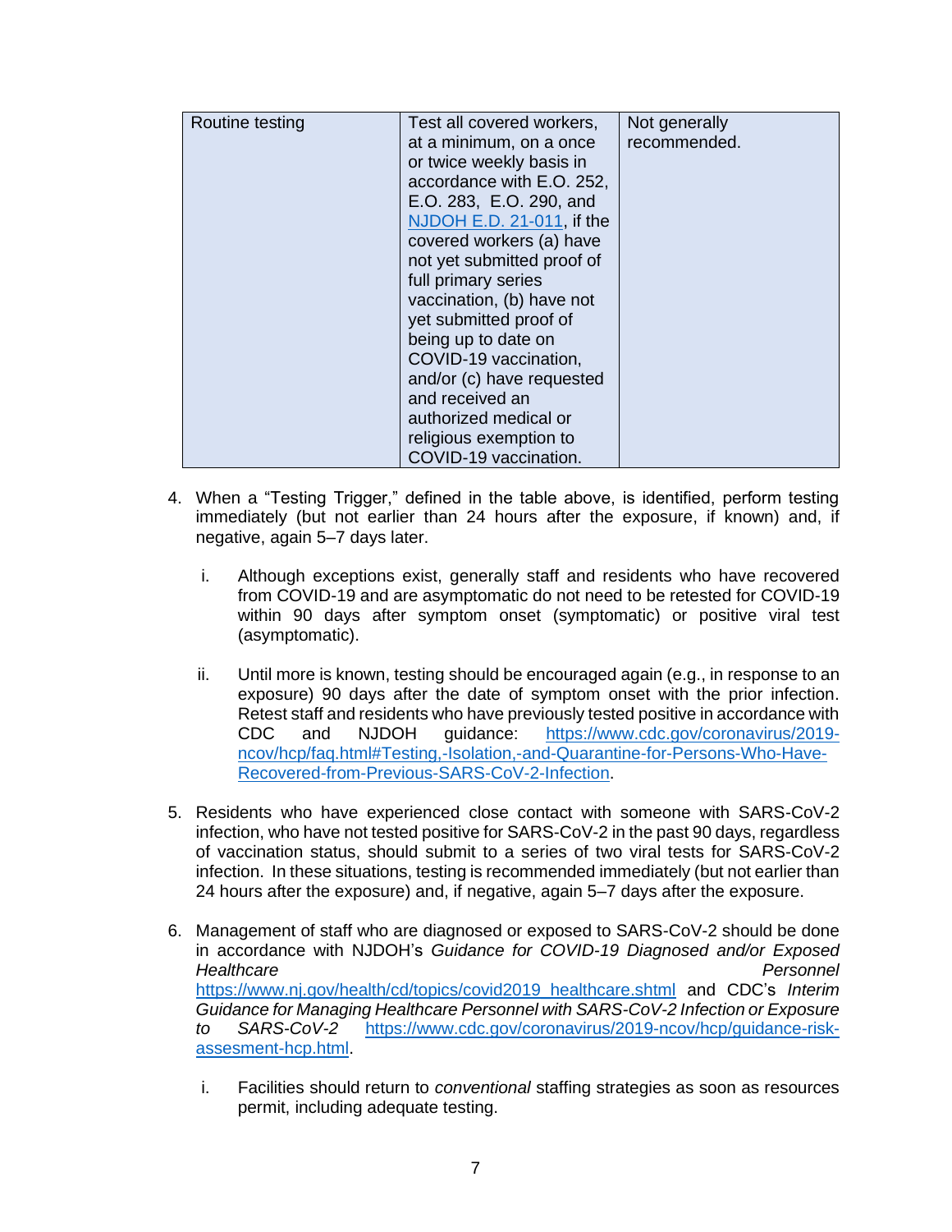| Routine testing | Test all covered workers, at a minimum, on a once or twice weekly basis in accordance with E.O. 252, E.O. 283, E.O. 290, and [NJDOH E.D. 21-011](), if the covered workers (a) have not yet submitted proof of full primary series vaccination, (b) have not yet submitted proof of being up to date on COVID-19 vaccination, and/or (c) have requested and received an authorized medical or religious exemption to COVID-19 vaccination. | Not generally recommended. |
|---|---|---|

4. When a "Testing Trigger," defined in the table above, is identified, perform testing immediately (but not earlier than 24 hours after the exposure, if known) and, if negative, again 5–7 days later.

    i. Although exceptions exist, generally staff and residents who have recovered from COVID-19 and are asymptomatic do not need to be retested for COVID-19 within 90 days after symptom onset (symptomatic) or positive viral test (asymptomatic).

    ii. Until more is known, testing should be encouraged again (e.g., in response to an exposure) 90 days after the date of symptom onset with the prior infection. Retest staff and residents who have previously tested positive in accordance with CDC and NJDOH guidance: https://www.cdc.gov/coronavirus/2019-ncov/hcp/faq.html#Testing,-Isolation,-and-Quarantine-for-Persons-Who-Have-Recovered-from-Previous-SARS-CoV-2-Infection.

5. Residents who have experienced close contact with someone with SARS-CoV-2 infection, who have not tested positive for SARS-CoV-2 in the past 90 days, regardless of vaccination status, should submit to a series of two viral tests for SARS-CoV-2 infection. In these situations, testing is recommended immediately (but not earlier than 24 hours after the exposure) and, if negative, again 5–7 days after the exposure.

6. Management of staff who are diagnosed or exposed to SARS-CoV-2 should be done in accordance with NJDOH's *Guidance for COVID-19 Diagnosed and/or Exposed Healthcare Personnel* https://www.nj.gov/health/cd/topics/covid2019_healthcare.shtml and CDC's *Interim Guidance for Managing Healthcare Personnel with SARS-CoV-2 Infection or Exposure to SARS-CoV-2* https://www.cdc.gov/coronavirus/2019-ncov/hcp/guidance-risk-assesment-hcp.html.

    i. Facilities should return to *conventional* staffing strategies as soon as resources permit, including adequate testing.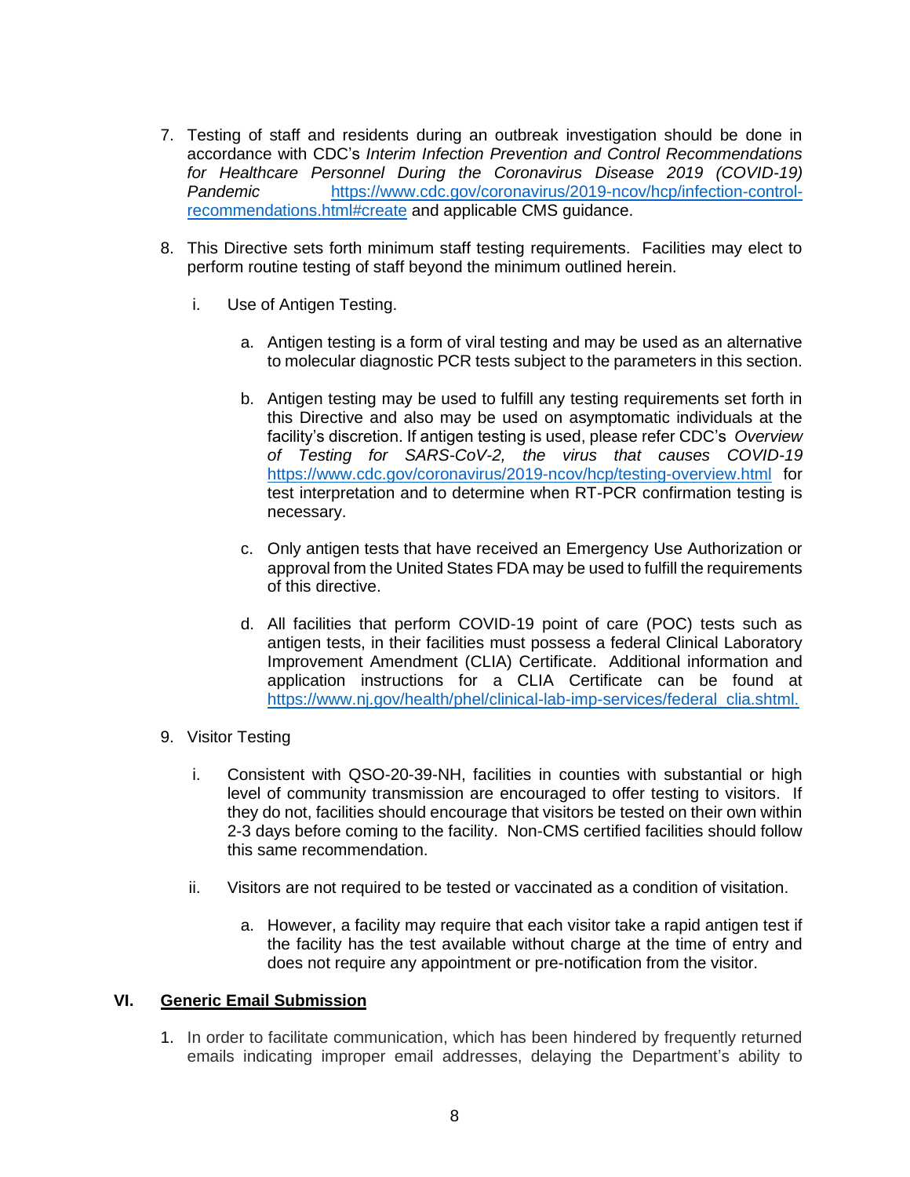7. Testing of staff and residents during an outbreak investigation should be done in accordance with CDC's *Interim Infection Prevention and Control Recommendations for Healthcare Personnel During the Coronavirus Disease 2019 (COVID-19) Pandemic* https://www.cdc.gov/coronavirus/2019-ncov/hcp/infection-control-recommendations.html#create and applicable CMS guidance.

8. This Directive sets forth minimum staff testing requirements. Facilities may elect to perform routine testing of staff beyond the minimum outlined herein.

   i. Use of Antigen Testing.

      a. Antigen testing is a form of viral testing and may be used as an alternative to molecular diagnostic PCR tests subject to the parameters in this section.

      b. Antigen testing may be used to fulfill any testing requirements set forth in this Directive and also may be used on asymptomatic individuals at the facility's discretion. If antigen testing is used, please refer CDC's *Overview of Testing for SARS-CoV-2, the virus that causes COVID-19* https://www.cdc.gov/coronavirus/2019-ncov/hcp/testing-overview.html for test interpretation and to determine when RT-PCR confirmation testing is necessary.

      c. Only antigen tests that have received an Emergency Use Authorization or approval from the United States FDA may be used to fulfill the requirements of this directive.

      d. All facilities that perform COVID-19 point of care (POC) tests such as antigen tests, in their facilities must possess a federal Clinical Laboratory Improvement Amendment (CLIA) Certificate. Additional information and application instructions for a CLIA Certificate can be found at https://www.nj.gov/health/phel/clinical-lab-imp-services/federal_clia.shtml.

9. Visitor Testing

   i. Consistent with QSO-20-39-NH, facilities in counties with substantial or high level of community transmission are encouraged to offer testing to visitors. If they do not, facilities should encourage that visitors be tested on their own within 2-3 days before coming to the facility. Non-CMS certified facilities should follow this same recommendation.

   ii. Visitors are not required to be tested or vaccinated as a condition of visitation.

      a. However, a facility may require that each visitor take a rapid antigen test if the facility has the test available without charge at the time of entry and does not require any appointment or pre-notification from the visitor.

## VI. Generic Email Submission

1. In order to facilitate communication, which has been hindered by frequently returned emails indicating improper email addresses, delaying the Department's ability to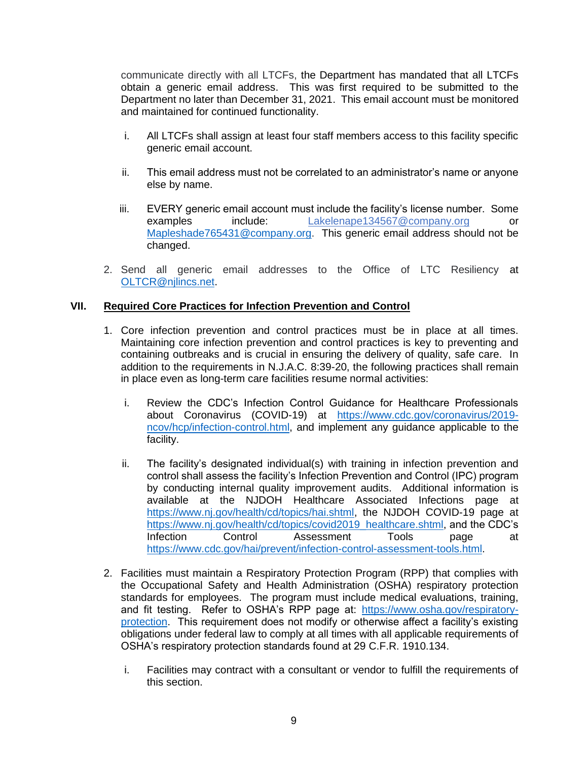communicate directly with all LTCFs, the Department has mandated that all LTCFs obtain a generic email address. This was first required to be submitted to the Department no later than December 31, 2021. This email account must be monitored and maintained for continued functionality.

   i. All LTCFs shall assign at least four staff members access to this facility specific generic email account.

   ii. This email address must not be correlated to an administrator's name or anyone else by name.

   iii. EVERY generic email account must include the facility's license number. Some examples include: Lakelenape134567@company.org or Mapleshade765431@company.org. This generic email address should not be changed.

2. Send all generic email addresses to the Office of LTC Resiliency at OLTCR@njlincs.net.

## VII. Required Core Practices for Infection Prevention and Control

1. Core infection prevention and control practices must be in place at all times. Maintaining core infection prevention and control practices is key to preventing and containing outbreaks and is crucial in ensuring the delivery of quality, safe care. In addition to the requirements in N.J.A.C. 8:39-20, the following practices shall remain in place even as long-term care facilities resume normal activities:

   i. Review the CDC's Infection Control Guidance for Healthcare Professionals about Coronavirus (COVID-19) at https://www.cdc.gov/coronavirus/2019-ncov/hcp/infection-control.html, and implement any guidance applicable to the facility.

   ii. The facility's designated individual(s) with training in infection prevention and control shall assess the facility's Infection Prevention and Control (IPC) program by conducting internal quality improvement audits. Additional information is available at the NJDOH Healthcare Associated Infections page at https://www.nj.gov/health/cd/topics/hai.shtml, the NJDOH COVID-19 page at https://www.nj.gov/health/cd/topics/covid2019_healthcare.shtml, and the CDC's Infection Control Assessment Tools page at https://www.cdc.gov/hai/prevent/infection-control-assessment-tools.html.

2. Facilities must maintain a Respiratory Protection Program (RPP) that complies with the Occupational Safety and Health Administration (OSHA) respiratory protection standards for employees. The program must include medical evaluations, training, and fit testing. Refer to OSHA's RPP page at: https://www.osha.gov/respiratory-protection. This requirement does not modify or otherwise affect a facility's existing obligations under federal law to comply at all times with all applicable requirements of OSHA's respiratory protection standards found at 29 C.F.R. 1910.134.

   i. Facilities may contract with a consultant or vendor to fulfill the requirements of this section.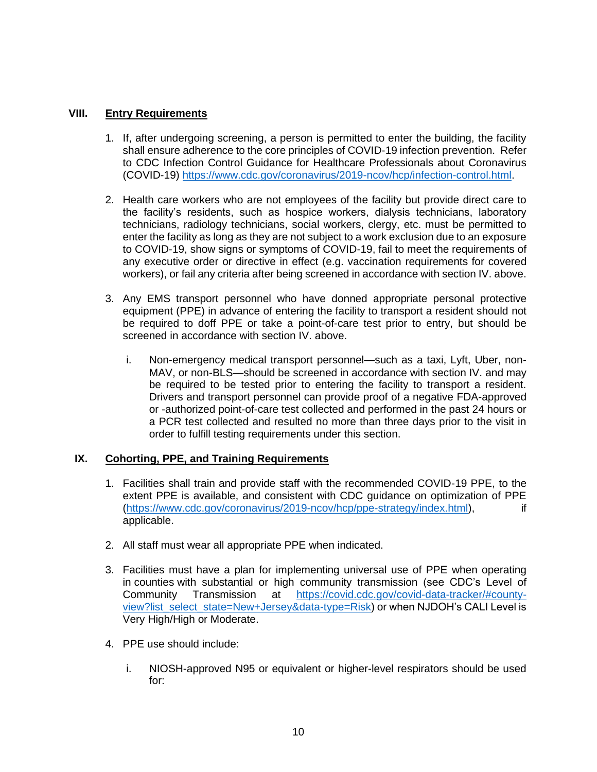## VIII. Entry Requirements

1. If, after undergoing screening, a person is permitted to enter the building, the facility shall ensure adherence to the core principles of COVID-19 infection prevention. Refer to CDC Infection Control Guidance for Healthcare Professionals about Coronavirus (COVID-19) https://www.cdc.gov/coronavirus/2019-ncov/hcp/infection-control.html.

2. Health care workers who are not employees of the facility but provide direct care to the facility's residents, such as hospice workers, dialysis technicians, laboratory technicians, radiology technicians, social workers, clergy, etc. must be permitted to enter the facility as long as they are not subject to a work exclusion due to an exposure to COVID-19, show signs or symptoms of COVID-19, fail to meet the requirements of any executive order or directive in effect (e.g. vaccination requirements for covered workers), or fail any criteria after being screened in accordance with section IV. above.

3. Any EMS transport personnel who have donned appropriate personal protective equipment (PPE) in advance of entering the facility to transport a resident should not be required to doff PPE or take a point-of-care test prior to entry, but should be screened in accordance with section IV. above.

   i. Non-emergency medical transport personnel—such as a taxi, Lyft, Uber, non-MAV, or non-BLS—should be screened in accordance with section IV. and may be required to be tested prior to entering the facility to transport a resident. Drivers and transport personnel can provide proof of a negative FDA-approved or -authorized point-of-care test collected and performed in the past 24 hours or a PCR test collected and resulted no more than three days prior to the visit in order to fulfill testing requirements under this section.

## IX. Cohorting, PPE, and Training Requirements

1. Facilities shall train and provide staff with the recommended COVID-19 PPE, to the extent PPE is available, and consistent with CDC guidance on optimization of PPE (https://www.cdc.gov/coronavirus/2019-ncov/hcp/ppe-strategy/index.html), if applicable.

2. All staff must wear all appropriate PPE when indicated.

3. Facilities must have a plan for implementing universal use of PPE when operating in counties with substantial or high community transmission (see CDC's Level of Community Transmission at https://covid.cdc.gov/covid-data-tracker/#county-view?list_select_state=New+Jersey&data-type=Risk) or when NJDOH's CALI Level is Very High/High or Moderate.

4. PPE use should include:

   i. NIOSH-approved N95 or equivalent or higher-level respirators should be used for: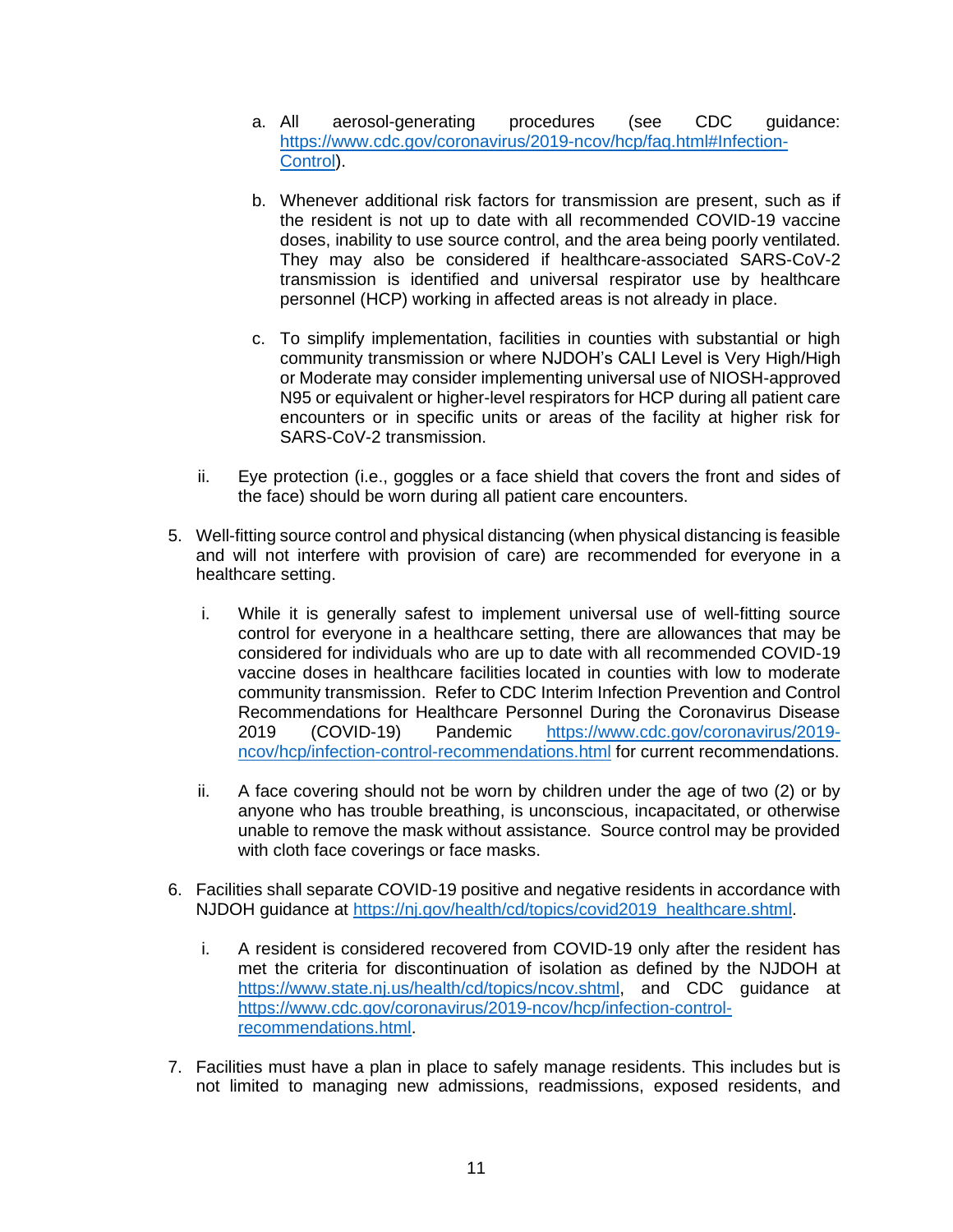a. All aerosol-generating procedures (see CDC guidance: [https://www.cdc.gov/coronavirus/2019-ncov/hcp/faq.html#Infection-Control](https://www.cdc.gov/coronavirus/2019-ncov/hcp/faq.html#Infection-Control)).

b. Whenever additional risk factors for transmission are present, such as if the resident is not up to date with all recommended COVID-19 vaccine doses, inability to use source control, and the area being poorly ventilated. They may also be considered if healthcare-associated SARS-CoV-2 transmission is identified and universal respirator use by healthcare personnel (HCP) working in affected areas is not already in place.

c. To simplify implementation, facilities in counties with substantial or high community transmission or where NJDOH's CALI Level is Very High/High or Moderate may consider implementing universal use of NIOSH-approved N95 or equivalent or higher-level respirators for HCP during all patient care encounters or in specific units or areas of the facility at higher risk for SARS-CoV-2 transmission.

ii. Eye protection (i.e., goggles or a face shield that covers the front and sides of the face) should be worn during all patient care encounters.

5. Well-fitting source control and physical distancing (when physical distancing is feasible and will not interfere with provision of care) are recommended for everyone in a healthcare setting.

   i. While it is generally safest to implement universal use of well-fitting source control for everyone in a healthcare setting, there are allowances that may be considered for individuals who are up to date with all recommended COVID-19 vaccine doses in healthcare facilities located in counties with low to moderate community transmission. Refer to CDC Interim Infection Prevention and Control Recommendations for Healthcare Personnel During the Coronavirus Disease 2019 (COVID-19) Pandemic [https://www.cdc.gov/coronavirus/2019-ncov/hcp/infection-control-recommendations.html](https://www.cdc.gov/coronavirus/2019-ncov/hcp/infection-control-recommendations.html) for current recommendations.

   ii. A face covering should not be worn by children under the age of two (2) or by anyone who has trouble breathing, is unconscious, incapacitated, or otherwise unable to remove the mask without assistance. Source control may be provided with cloth face coverings or face masks.

6. Facilities shall separate COVID-19 positive and negative residents in accordance with NJDOH guidance at [https://nj.gov/health/cd/topics/covid2019_healthcare.shtml](https://nj.gov/health/cd/topics/covid2019_healthcare.shtml).

   i. A resident is considered recovered from COVID-19 only after the resident has met the criteria for discontinuation of isolation as defined by the NJDOH at [https://www.state.nj.us/health/cd/topics/ncov.shtml](https://www.state.nj.us/health/cd/topics/ncov.shtml), and CDC guidance at [https://www.cdc.gov/coronavirus/2019-ncov/hcp/infection-control-recommendations.html](https://www.cdc.gov/coronavirus/2019-ncov/hcp/infection-control-recommendations.html).

7. Facilities must have a plan in place to safely manage residents. This includes but is not limited to managing new admissions, readmissions, exposed residents, and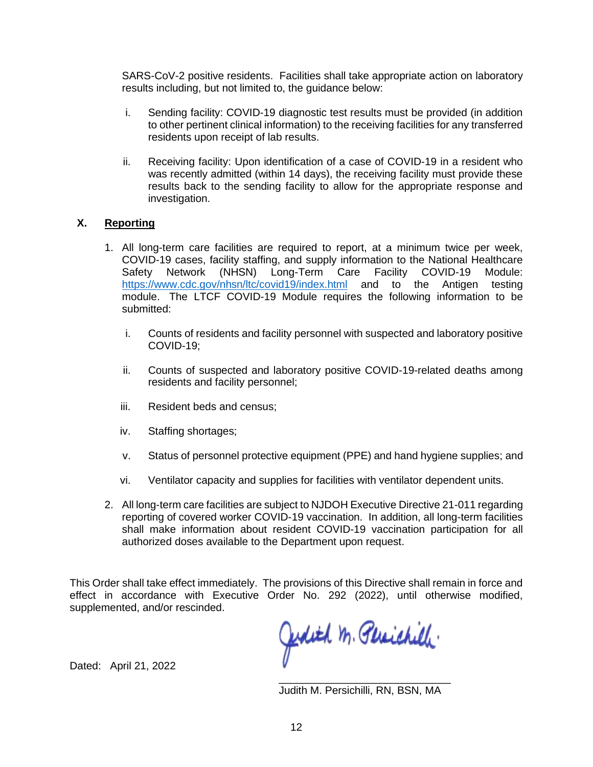SARS-CoV-2 positive residents. Facilities shall take appropriate action on laboratory results including, but not limited to, the guidance below:

i. Sending facility: COVID-19 diagnostic test results must be provided (in addition to other pertinent clinical information) to the receiving facilities for any transferred residents upon receipt of lab results.

ii. Receiving facility: Upon identification of a case of COVID-19 in a resident who was recently admitted (within 14 days), the receiving facility must provide these results back to the sending facility to allow for the appropriate response and investigation.

## X. Reporting

1. All long-term care facilities are required to report, at a minimum twice per week, COVID-19 cases, facility staffing, and supply information to the National Healthcare Safety Network (NHSN) Long-Term Care Facility COVID-19 Module: https://www.cdc.gov/nhsn/ltc/covid19/index.html and to the Antigen testing module. The LTCF COVID-19 Module requires the following information to be submitted:

   i. Counts of residents and facility personnel with suspected and laboratory positive COVID-19;

   ii. Counts of suspected and laboratory positive COVID-19-related deaths among residents and facility personnel;

   iii. Resident beds and census;

   iv. Staffing shortages;

   v. Status of personnel protective equipment (PPE) and hand hygiene supplies; and

   vi. Ventilator capacity and supplies for facilities with ventilator dependent units.

2. All long-term care facilities are subject to NJDOH Executive Directive 21-011 regarding reporting of covered worker COVID-19 vaccination. In addition, all long-term facilities shall make information about resident COVID-19 vaccination participation for all authorized doses available to the Department upon request.

This Order shall take effect immediately. The provisions of this Directive shall remain in force and effect in accordance with Executive Order No. 292 (2022), until otherwise modified, supplemented, and/or rescinded.

Dated: April 21, 2022

Judith M. Persichilli, RN, BSN, MA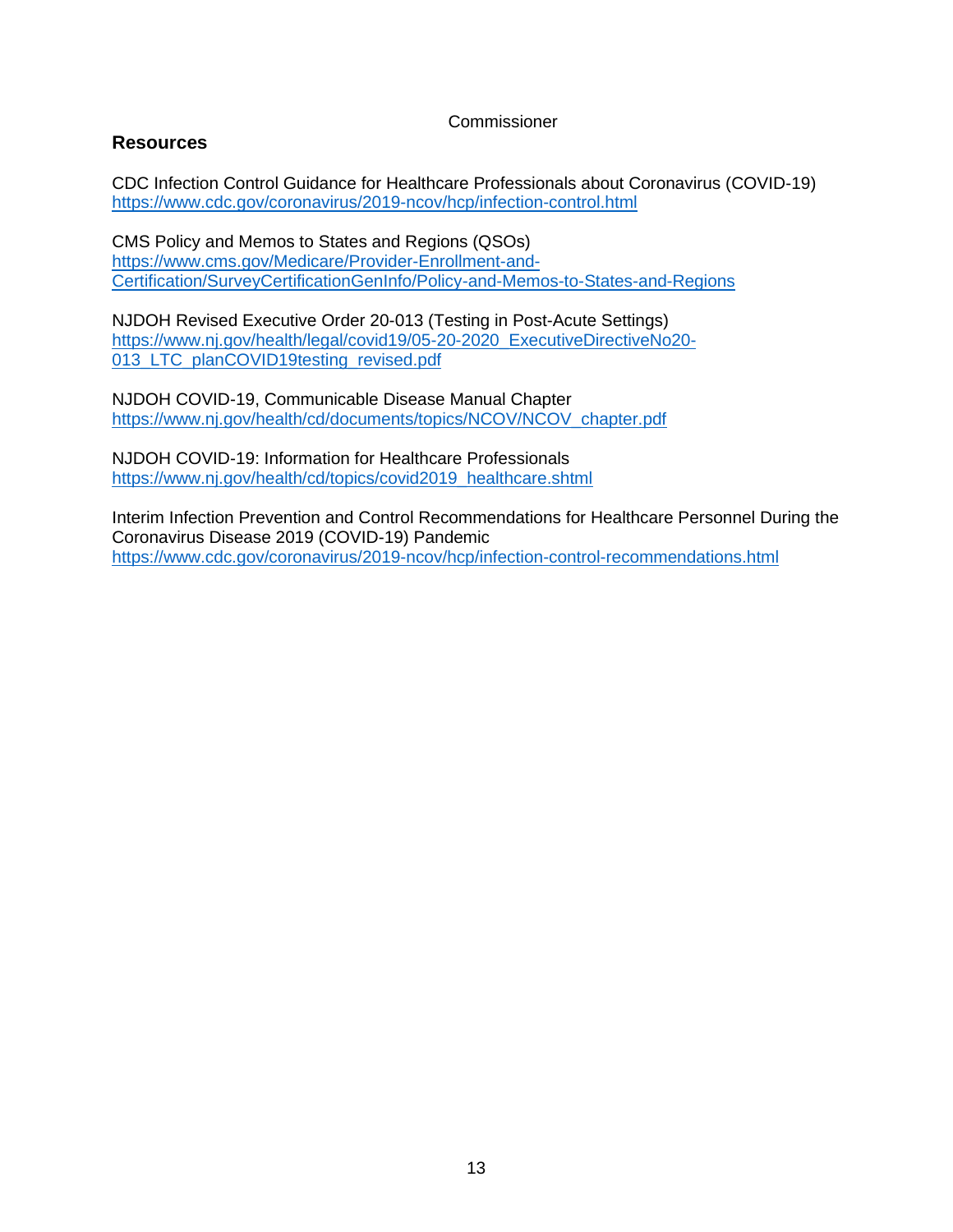Commissioner

## Resources

CDC Infection Control Guidance for Healthcare Professionals about Coronavirus (COVID-19)
https://www.cdc.gov/coronavirus/2019-ncov/hcp/infection-control.html

CMS Policy and Memos to States and Regions (QSOs)
https://www.cms.gov/Medicare/Provider-Enrollment-and-Certification/SurveyCertificationGenInfo/Policy-and-Memos-to-States-and-Regions

NJDOH Revised Executive Order 20-013 (Testing in Post-Acute Settings)
https://www.nj.gov/health/legal/covid19/05-20-2020_ExecutiveDirectiveNo20-013_LTC_planCOVID19testing_revised.pdf

NJDOH COVID-19, Communicable Disease Manual Chapter
https://www.nj.gov/health/cd/documents/topics/NCOV/NCOV_chapter.pdf

NJDOH COVID-19: Information for Healthcare Professionals
https://www.nj.gov/health/cd/topics/covid2019_healthcare.shtml

Interim Infection Prevention and Control Recommendations for Healthcare Personnel During the Coronavirus Disease 2019 (COVID-19) Pandemic
https://www.cdc.gov/coronavirus/2019-ncov/hcp/infection-control-recommendations.html